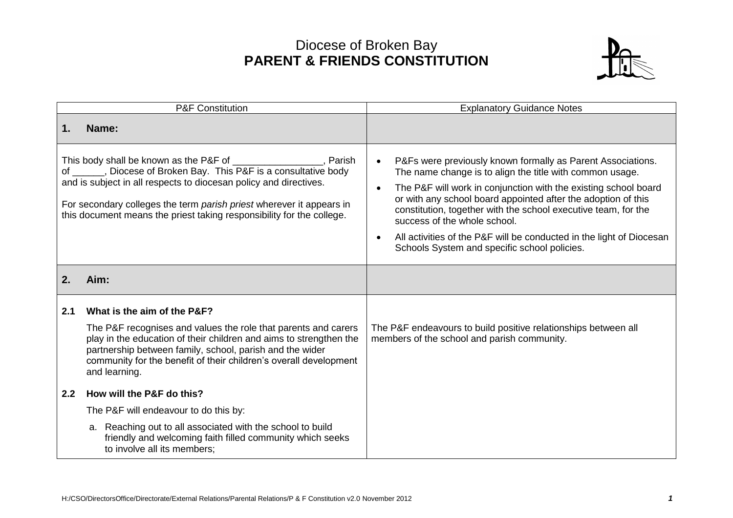Diocese of Broken Bay
# PARENT & FRIENDS CONSTITUTION

| P&F Constitution | Explanatory Guidance Notes |
|---|---|
| **1. Name:** | |
| This body shall be known as the P&F of _________________, Parish of ______, Diocese of Broken Bay. This P&F is a consultative body and is subject in all respects to diocesan policy and directives.<br><br>For secondary colleges the term *parish priest* wherever it appears in this document means the priest taking responsibility for the college. | • P&Fs were previously known formally as Parent Associations. The name change is to align the title with common usage.<br>• The P&F will work in conjunction with the existing school board or with any school board appointed after the adoption of this constitution, together with the school executive team, for the success of the whole school.<br>• All activities of the P&F will be conducted in the light of Diocesan Schools System and specific school policies. |
| **2. Aim:** | |
| **2.1 What is the aim of the P&F?**<br><br>The P&F recognises and values the role that parents and carers play in the education of their children and aims to strengthen the partnership between family, school, parish and the wider community for the benefit of their children's overall development and learning.<br><br>**2.2 How will the P&F do this?**<br><br>The P&F will endeavour to do this by:<br><br>a. Reaching out to all associated with the school to build friendly and welcoming faith filled community which seeks to involve all its members; | The P&F endeavours to build positive relationships between all members of the school and parish community. |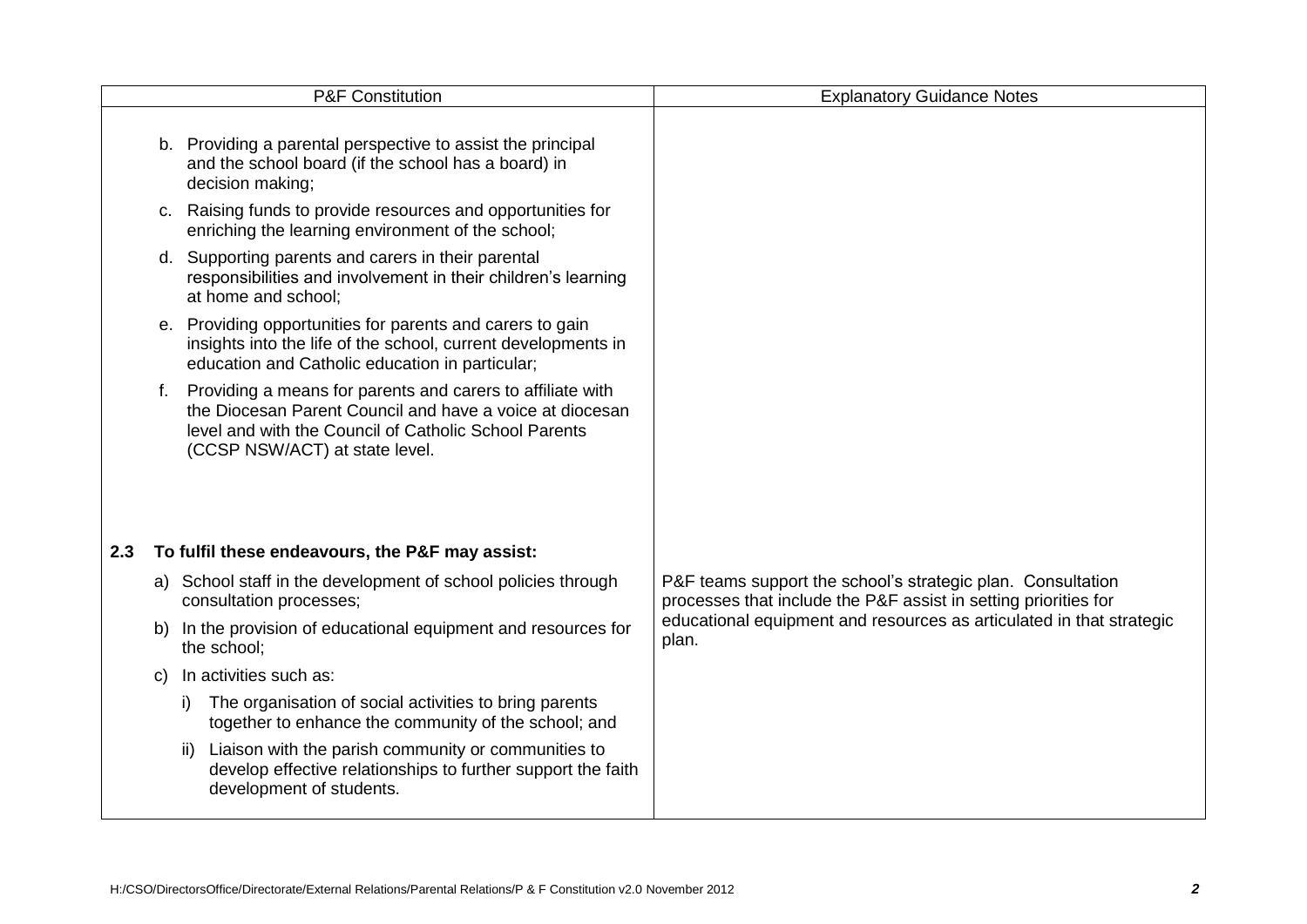| P&F Constitution | Explanatory Guidance Notes |
| --- | --- |
| b. Providing a parental perspective to assist the principal and the school board (if the school has a board) in decision making;<br><br>c. Raising funds to provide resources and opportunities for enriching the learning environment of the school;<br><br>d. Supporting parents and carers in their parental responsibilities and involvement in their children's learning at home and school;<br><br>e. Providing opportunities for parents and carers to gain insights into the life of the school, current developments in education and Catholic education in particular;<br><br>f. Providing a means for parents and carers to affiliate with the Diocesan Parent Council and have a voice at diocesan level and with the Council of Catholic School Parents (CCSP NSW/ACT) at state level. | |
| **2.3 To fulfil these endeavours, the P&F may assist:**<br><br>a) School staff in the development of school policies through consultation processes;<br><br>b) In the provision of educational equipment and resources for the school;<br><br>c) In activities such as:<br><br>i) The organisation of social activities to bring parents together to enhance the community of the school; and<br><br>ii) Liaison with the parish community or communities to develop effective relationships to further support the faith development of students. | P&F teams support the school's strategic plan. Consultation processes that include the P&F assist in setting priorities for educational equipment and resources as articulated in that strategic plan. |

H:/CSO/DirectorsOffice/Directorate/External Relations/Parental Relations/P & F Constitution v2.0 November 2012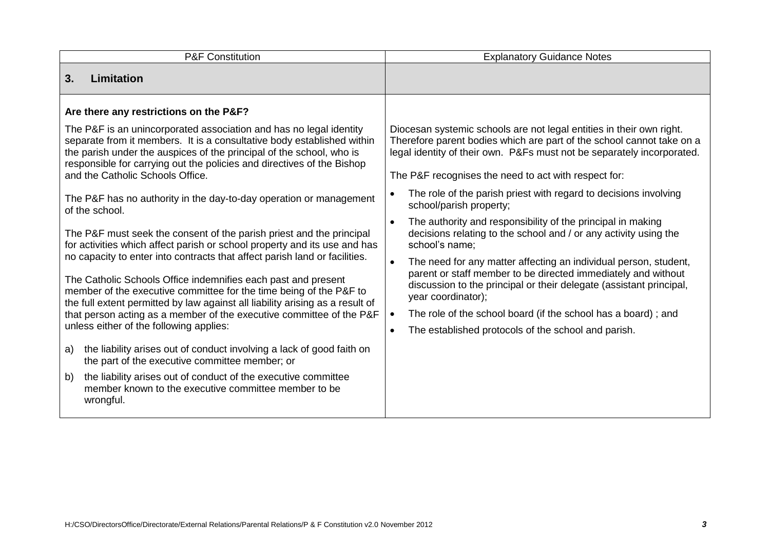| P&F Constitution | Explanatory Guidance Notes |
|---|---|
| **3. Limitation** | |
| **Are there any restrictions on the P&F?**<br><br>The P&F is an unincorporated association and has no legal identity separate from it members. It is a consultative body established within the parish under the auspices of the principal of the school, who is responsible for carrying out the policies and directives of the Bishop and the Catholic Schools Office.<br><br>The P&F has no authority in the day-to-day operation or management of the school.<br><br>The P&F must seek the consent of the parish priest and the principal for activities which affect parish or school property and its use and has no capacity to enter into contracts that affect parish land or facilities.<br><br>The Catholic Schools Office indemnifies each past and present member of the executive committee for the time being of the P&F to the full extent permitted by law against all liability arising as a result of that person acting as a member of the executive committee of the P&F unless either of the following applies:<br><br>a) the liability arises out of conduct involving a lack of good faith on the part of the executive committee member; or<br><br>b) the liability arises out of conduct of the executive committee member known to the executive committee member to be wrongful. | Diocesan systemic schools are not legal entities in their own right. Therefore parent bodies which are part of the school cannot take on a legal identity of their own. P&Fs must not be separately incorporated.<br><br>The P&F recognises the need to act with respect for:<br><br>• The role of the parish priest with regard to decisions involving school/parish property;<br>• The authority and responsibility of the principal in making decisions relating to the school and / or any activity using the school's name;<br>• The need for any matter affecting an individual person, student, parent or staff member to be directed immediately and without discussion to the principal or their delegate (assistant principal, year coordinator);<br>• The role of the school board (if the school has a board) ; and<br>• The established protocols of the school and parish. |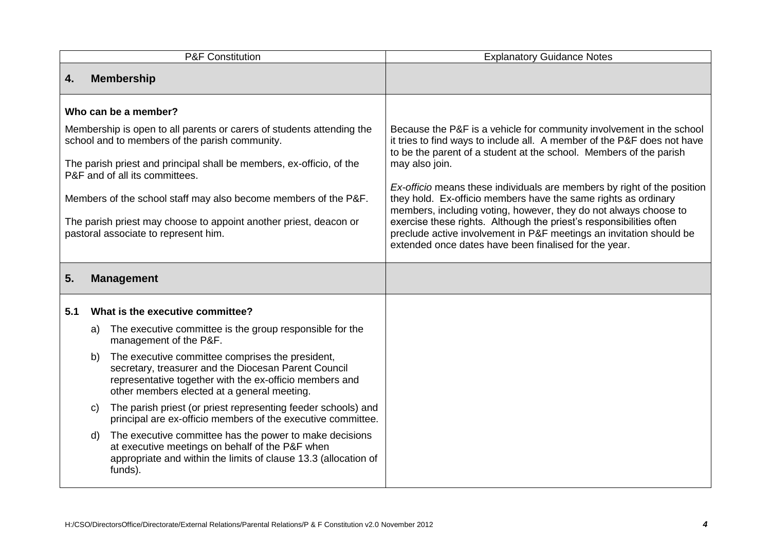| P&F Constitution | Explanatory Guidance Notes |
|---|---|
| **4. Membership** | |
| **Who can be a member?**<br><br>Membership is open to all parents or carers of students attending the school and to members of the parish community.<br><br>The parish priest and principal shall be members, ex-officio, of the P&F and of all its committees.<br><br>Members of the school staff may also become members of the P&F.<br><br>The parish priest may choose to appoint another priest, deacon or pastoral associate to represent him. | Because the P&F is a vehicle for community involvement in the school it tries to find ways to include all. A member of the P&F does not have to be the parent of a student at the school. Members of the parish may also join.<br><br>*Ex-officio* means these individuals are members by right of the position they hold. Ex-officio members have the same rights as ordinary members, including voting, however, they do not always choose to exercise these rights. Although the priest's responsibilities often preclude active involvement in P&F meetings an invitation should be extended once dates have been finalised for the year. |
| **5. Management** | |
| **5.1 What is the executive committee?**<br><br>a) The executive committee is the group responsible for the management of the P&F.<br><br>b) The executive committee comprises the president, secretary, treasurer and the Diocesan Parent Council representative together with the ex-officio members and other members elected at a general meeting.<br><br>c) The parish priest (or priest representing feeder schools) and principal are ex-officio members of the executive committee.<br><br>d) The executive committee has the power to make decisions at executive meetings on behalf of the P&F when appropriate and within the limits of clause 13.3 (allocation of funds). | |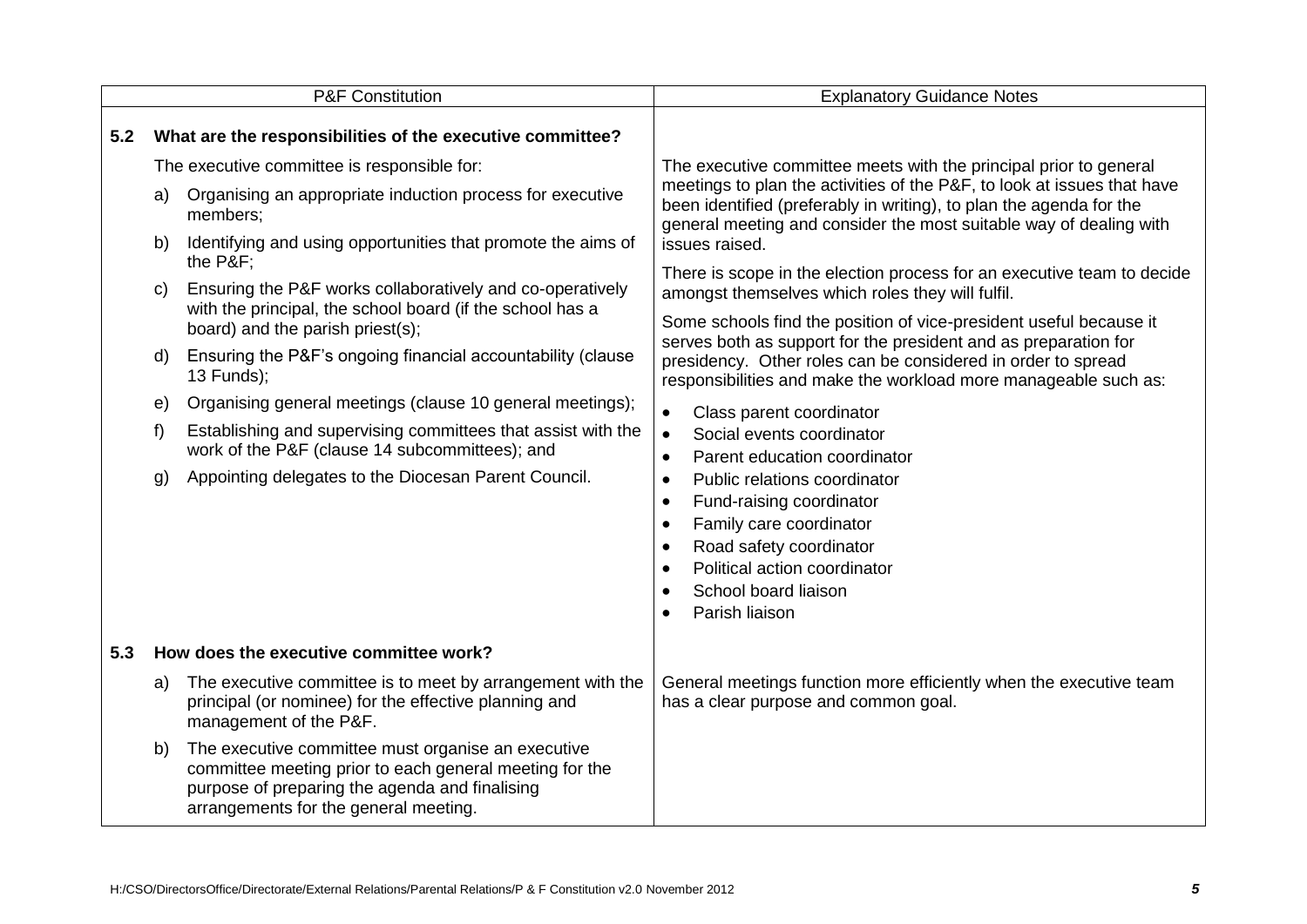| P&F Constitution | Explanatory Guidance Notes |
| --- | --- |
| **5.2 What are the responsibilities of the executive committee?**<br><br>The executive committee is responsible for:<br><br>a) Organising an appropriate induction process for executive members;<br><br>b) Identifying and using opportunities that promote the aims of the P&F;<br><br>c) Ensuring the P&F works collaboratively and co-operatively with the principal, the school board (if the school has a board) and the parish priest(s);<br><br>d) Ensuring the P&F's ongoing financial accountability (clause 13 Funds);<br><br>e) Organising general meetings (clause 10 general meetings);<br><br>f) Establishing and supervising committees that assist with the work of the P&F (clause 14 subcommittees); and<br><br>g) Appointing delegates to the Diocesan Parent Council. | The executive committee meets with the principal prior to general meetings to plan the activities of the P&F, to look at issues that have been identified (preferably in writing), to plan the agenda for the general meeting and consider the most suitable way of dealing with issues raised.<br><br>There is scope in the election process for an executive team to decide amongst themselves which roles they will fulfil.<br><br>Some schools find the position of vice-president useful because it serves both as support for the president and as preparation for presidency. Other roles can be considered in order to spread responsibilities and make the workload more manageable such as:<br><br>• Class parent coordinator<br>• Social events coordinator<br>• Parent education coordinator<br>• Public relations coordinator<br>• Fund-raising coordinator<br>• Family care coordinator<br>• Road safety coordinator<br>• Political action coordinator<br>• School board liaison<br>• Parish liaison |
| **5.3 How does the executive committee work?**<br><br>a) The executive committee is to meet by arrangement with the principal (or nominee) for the effective planning and management of the P&F.<br><br>b) The executive committee must organise an executive committee meeting prior to each general meeting for the purpose of preparing the agenda and finalising arrangements for the general meeting. | General meetings function more efficiently when the executive team has a clear purpose and common goal. |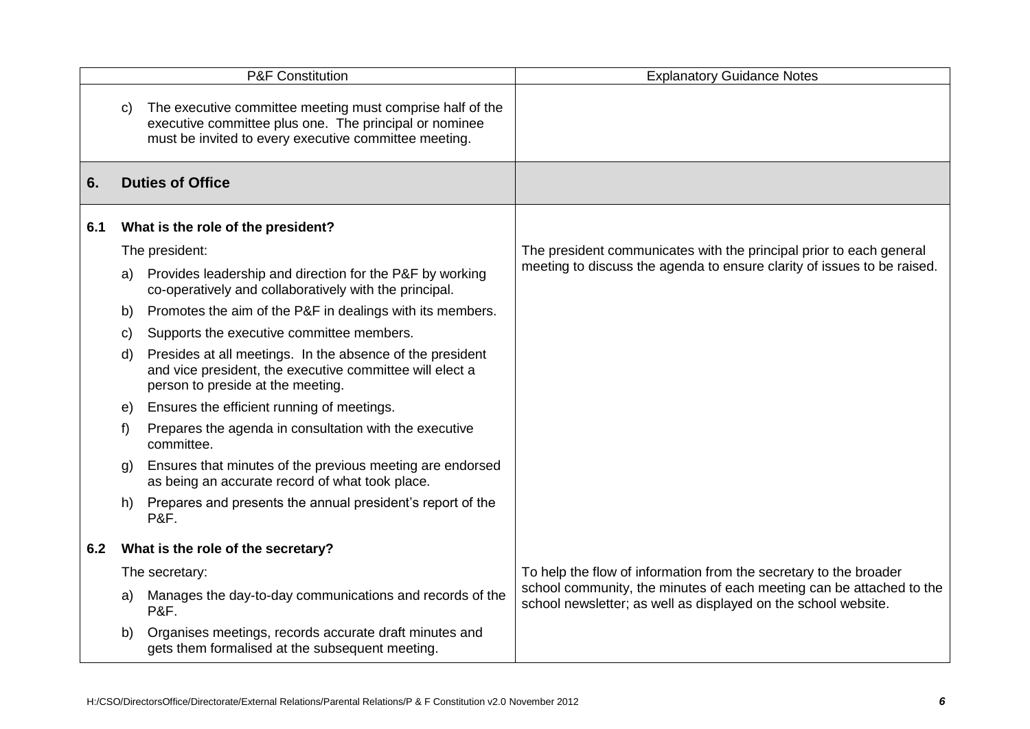| P&F Constitution | Explanatory Guidance Notes |
|---|---|
| c) The executive committee meeting must comprise half of the executive committee plus one. The principal or nominee must be invited to every executive committee meeting. | |
| **6. Duties of Office** | |
| **6.1 What is the role of the president?**<br><br>The president:<br><br>a) Provides leadership and direction for the P&F by working co-operatively and collaboratively with the principal.<br><br>b) Promotes the aim of the P&F in dealings with its members.<br><br>c) Supports the executive committee members.<br><br>d) Presides at all meetings. In the absence of the president and vice president, the executive committee will elect a person to preside at the meeting.<br><br>e) Ensures the efficient running of meetings.<br><br>f) Prepares the agenda in consultation with the executive committee.<br><br>g) Ensures that minutes of the previous meeting are endorsed as being an accurate record of what took place.<br><br>h) Prepares and presents the annual president's report of the P&F. | The president communicates with the principal prior to each general meeting to discuss the agenda to ensure clarity of issues to be raised. |
| **6.2 What is the role of the secretary?**<br><br>The secretary:<br><br>a) Manages the day-to-day communications and records of the P&F.<br><br>b) Organises meetings, records accurate draft minutes and gets them formalised at the subsequent meeting. | To help the flow of information from the secretary to the broader school community, the minutes of each meeting can be attached to the school newsletter; as well as displayed on the school website. |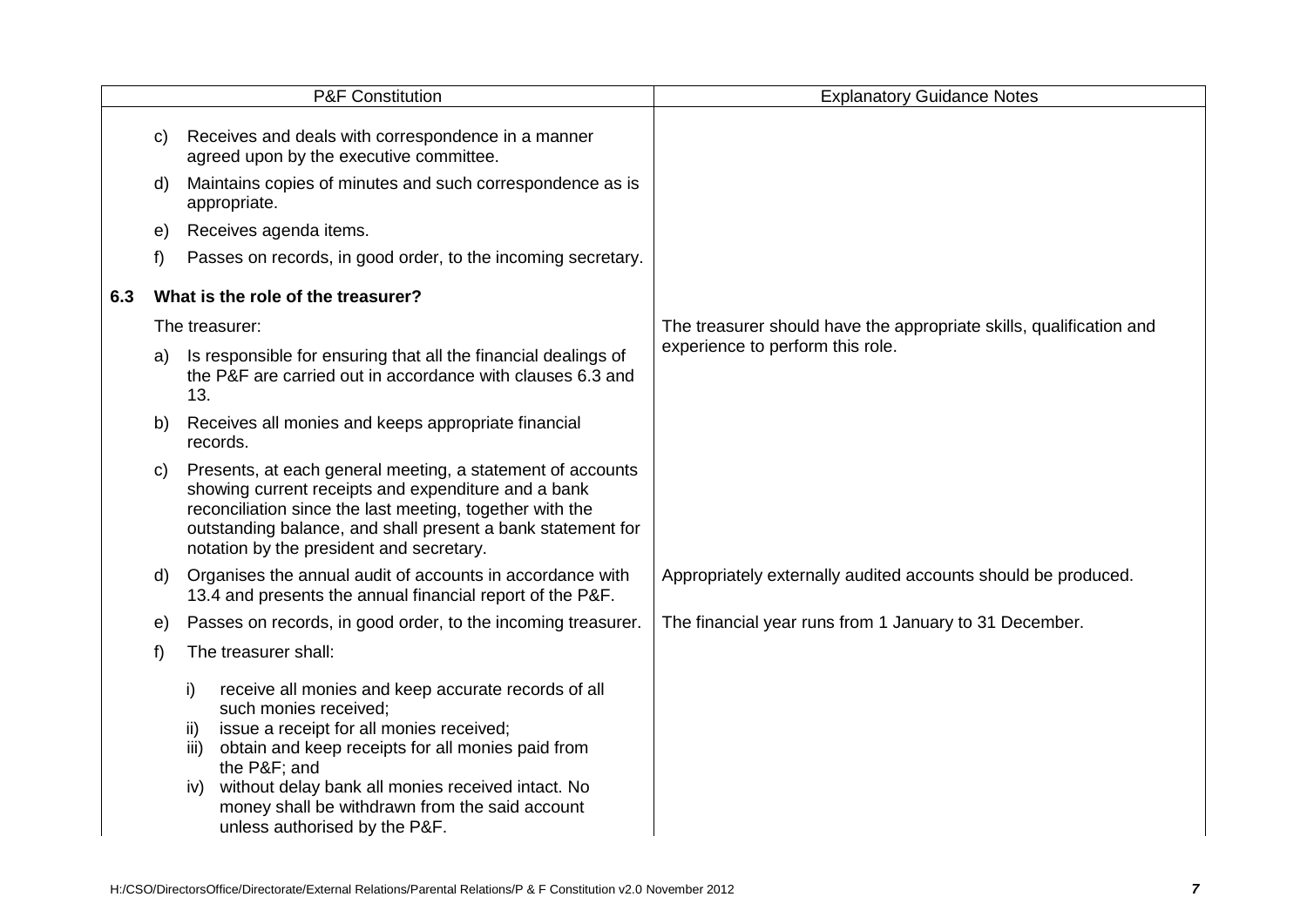| P&F Constitution | Explanatory Guidance Notes |
|---|---|
| c) Receives and deals with correspondence in a manner agreed upon by the executive committee. | |
| d) Maintains copies of minutes and such correspondence as is appropriate. | |
| e) Receives agenda items. | |
| f) Passes on records, in good order, to the incoming secretary. | |
| **6.3 What is the role of the treasurer?** | |
| The treasurer: | The treasurer should have the appropriate skills, qualification and experience to perform this role. |
| a) Is responsible for ensuring that all the financial dealings of the P&F are carried out in accordance with clauses 6.3 and 13. | |
| b) Receives all monies and keeps appropriate financial records. | |
| c) Presents, at each general meeting, a statement of accounts showing current receipts and expenditure and a bank reconciliation since the last meeting, together with the outstanding balance, and shall present a bank statement for notation by the president and secretary. | |
| d) Organises the annual audit of accounts in accordance with 13.4 and presents the annual financial report of the P&F. | Appropriately externally audited accounts should be produced. |
| e) Passes on records, in good order, to the incoming treasurer. | The financial year runs from 1 January to 31 December. |
| f) The treasurer shall: | |
| i) receive all monies and keep accurate records of all such monies received;<br>ii) issue a receipt for all monies received;<br>iii) obtain and keep receipts for all monies paid from the P&F; and<br>iv) without delay bank all monies received intact. No money shall be withdrawn from the said account unless authorised by the P&F. | |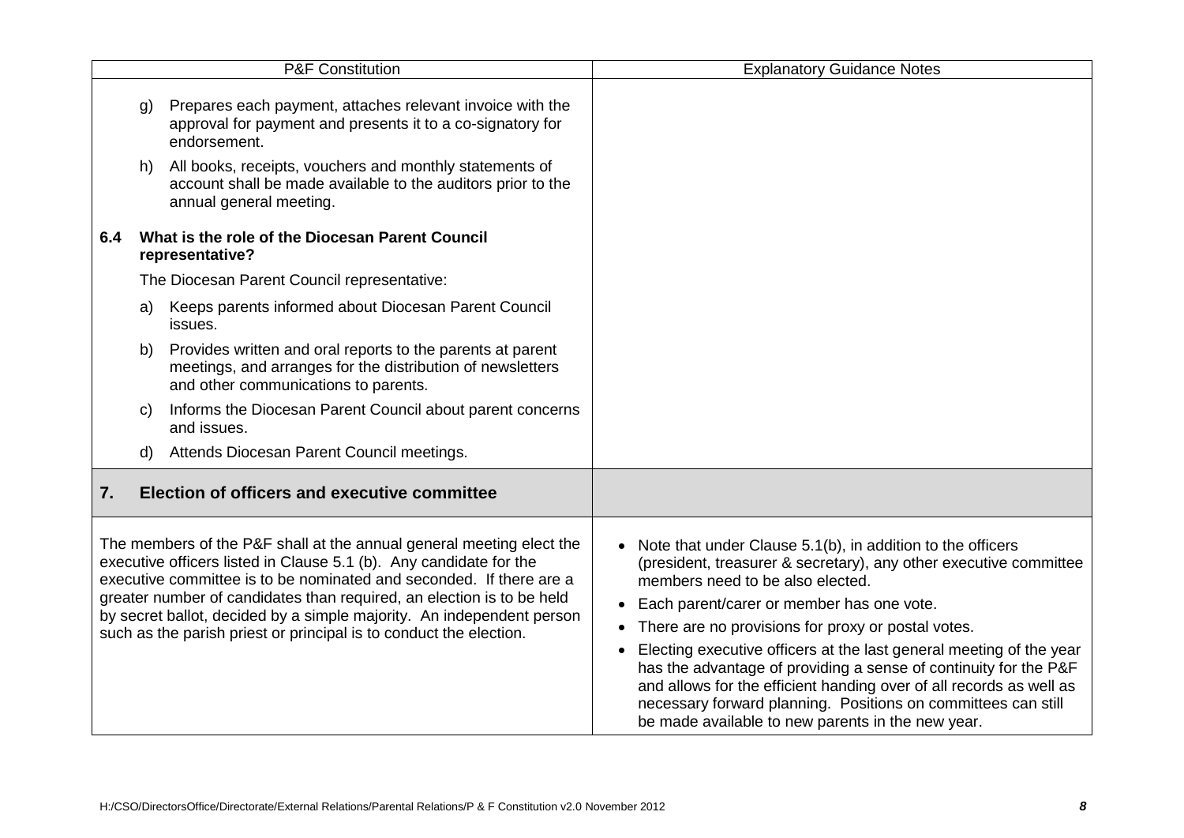| P&F Constitution | Explanatory Guidance Notes |
|---|---|
| g) Prepares each payment, attaches relevant invoice with the approval for payment and presents it to a co-signatory for endorsement.<br><br>h) All books, receipts, vouchers and monthly statements of account shall be made available to the auditors prior to the annual general meeting.<br><br>**6.4 What is the role of the Diocesan Parent Council representative?**<br><br>The Diocesan Parent Council representative:<br><br>a) Keeps parents informed about Diocesan Parent Council issues.<br><br>b) Provides written and oral reports to the parents at parent meetings, and arranges for the distribution of newsletters and other communications to parents.<br><br>c) Informs the Diocesan Parent Council about parent concerns and issues.<br><br>d) Attends Diocesan Parent Council meetings. | |
| **7. Election of officers and executive committee** | |
| The members of the P&F shall at the annual general meeting elect the executive officers listed in Clause 5.1 (b). Any candidate for the executive committee is to be nominated and seconded. If there are a greater number of candidates than required, an election is to be held by secret ballot, decided by a simple majority. An independent person such as the parish priest or principal is to conduct the election. | • Note that under Clause 5.1(b), in addition to the officers (president, treasurer & secretary), any other executive committee members need to be also elected.<br>• Each parent/carer or member has one vote.<br>• There are no provisions for proxy or postal votes.<br>• Electing executive officers at the last general meeting of the year has the advantage of providing a sense of continuity for the P&F and allows for the efficient handing over of all records as well as necessary forward planning. Positions on committees can still be made available to new parents in the new year. |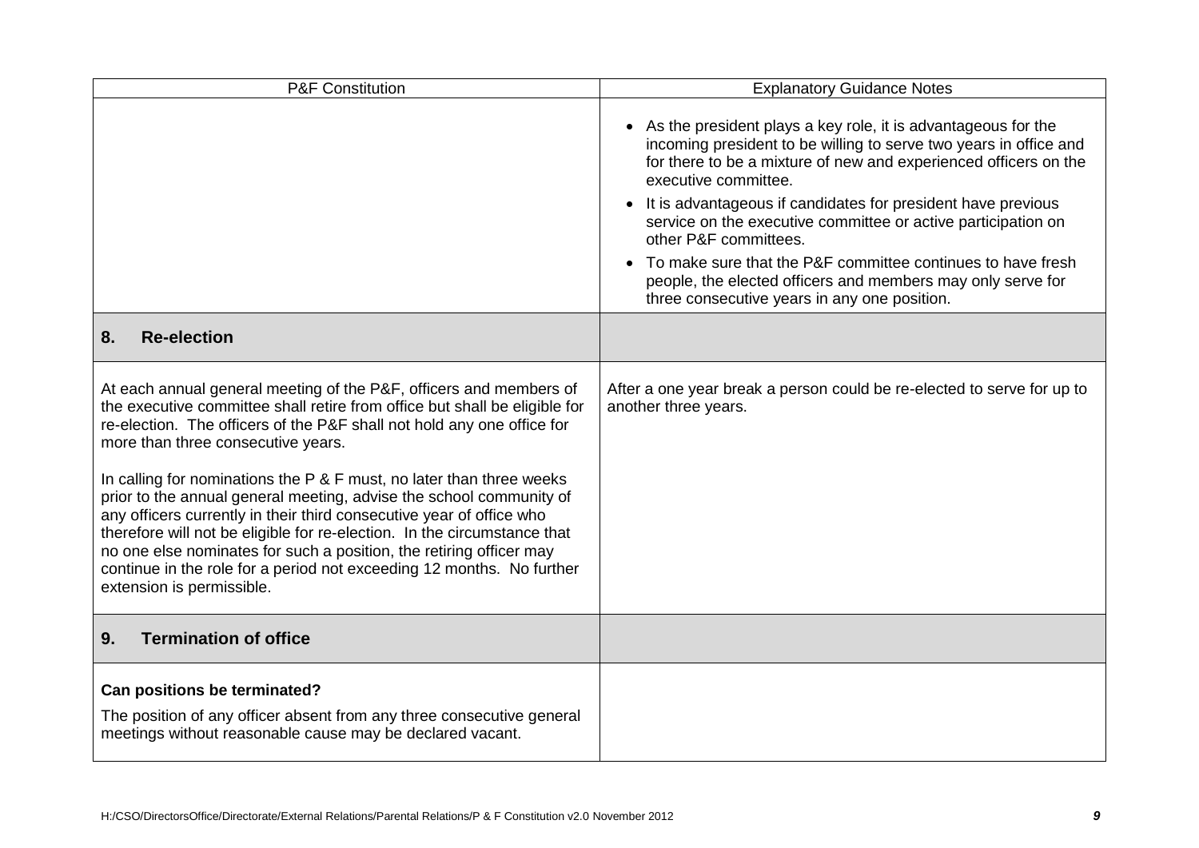| P&F Constitution | Explanatory Guidance Notes |
|---|---|
| | • As the president plays a key role, it is advantageous for the incoming president to be willing to serve two years in office and for there to be a mixture of new and experienced officers on the executive committee.<br>• It is advantageous if candidates for president have previous service on the executive committee or active participation on other P&F committees.<br>• To make sure that the P&F committee continues to have fresh people, the elected officers and members may only serve for three consecutive years in any one position. |
| **8. Re-election** | |
| At each annual general meeting of the P&F, officers and members of the executive committee shall retire from office but shall be eligible for re-election. The officers of the P&F shall not hold any one office for more than three consecutive years.<br><br>In calling for nominations the P & F must, no later than three weeks prior to the annual general meeting, advise the school community of any officers currently in their third consecutive year of office who therefore will not be eligible for re-election. In the circumstance that no one else nominates for such a position, the retiring officer may continue in the role for a period not exceeding 12 months. No further extension is permissible. | After a one year break a person could be re-elected to serve for up to another three years. |
| **9. Termination of office** | |
| **Can positions be terminated?**<br><br>The position of any officer absent from any three consecutive general meetings without reasonable cause may be declared vacant. | |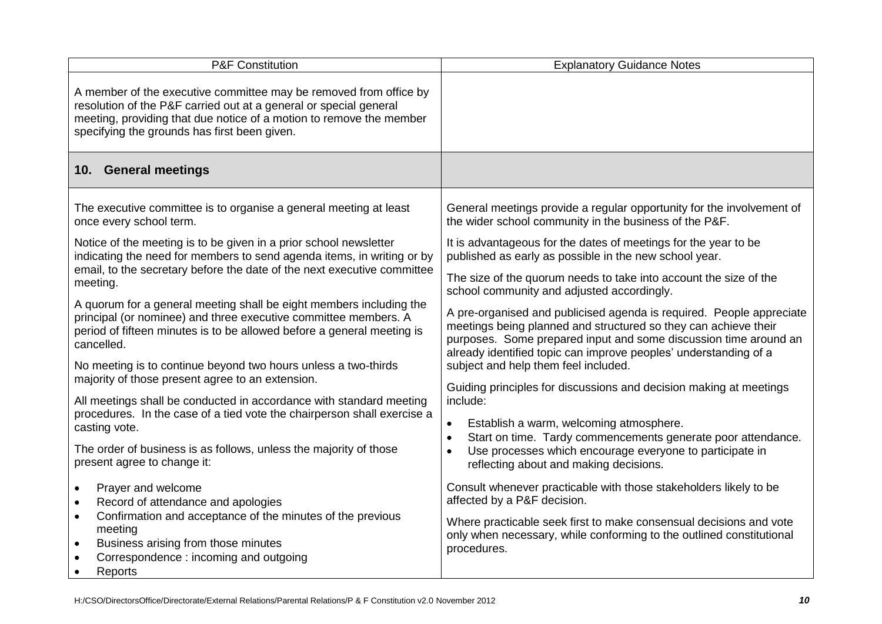| P&F Constitution | Explanatory Guidance Notes |
|---|---|
| A member of the executive committee may be removed from office by resolution of the P&F carried out at a general or special general meeting, providing that due notice of a motion to remove the member specifying the grounds has first been given. | |
| **10. General meetings** | |
| The executive committee is to organise a general meeting at least once every school term.<br><br>Notice of the meeting is to be given in a prior school newsletter indicating the need for members to send agenda items, in writing or by email, to the secretary before the date of the next executive committee meeting.<br><br>A quorum for a general meeting shall be eight members including the principal (or nominee) and three executive committee members. A period of fifteen minutes is to be allowed before a general meeting is cancelled.<br><br>No meeting is to continue beyond two hours unless a two-thirds majority of those present agree to an extension.<br><br>All meetings shall be conducted in accordance with standard meeting procedures. In the case of a tied vote the chairperson shall exercise a casting vote.<br><br>The order of business is as follows, unless the majority of those present agree to change it:<br><br>• Prayer and welcome<br>• Record of attendance and apologies<br>• Confirmation and acceptance of the minutes of the previous meeting<br>• Business arising from those minutes<br>• Correspondence : incoming and outgoing<br>• Reports | General meetings provide a regular opportunity for the involvement of the wider school community in the business of the P&F.<br><br>It is advantageous for the dates of meetings for the year to be published as early as possible in the new school year.<br><br>The size of the quorum needs to take into account the size of the school community and adjusted accordingly.<br><br>A pre-organised and publicised agenda is required. People appreciate meetings being planned and structured so they can achieve their purposes. Some prepared input and some discussion time around an already identified topic can improve peoples' understanding of a subject and help them feel included.<br><br>Guiding principles for discussions and decision making at meetings include:<br><br>• Establish a warm, welcoming atmosphere.<br>• Start on time. Tardy commencements generate poor attendance.<br>• Use processes which encourage everyone to participate in reflecting about and making decisions.<br><br>Consult whenever practicable with those stakeholders likely to be affected by a P&F decision.<br><br>Where practicable seek first to make consensual decisions and vote only when necessary, while conforming to the outlined constitutional procedures. |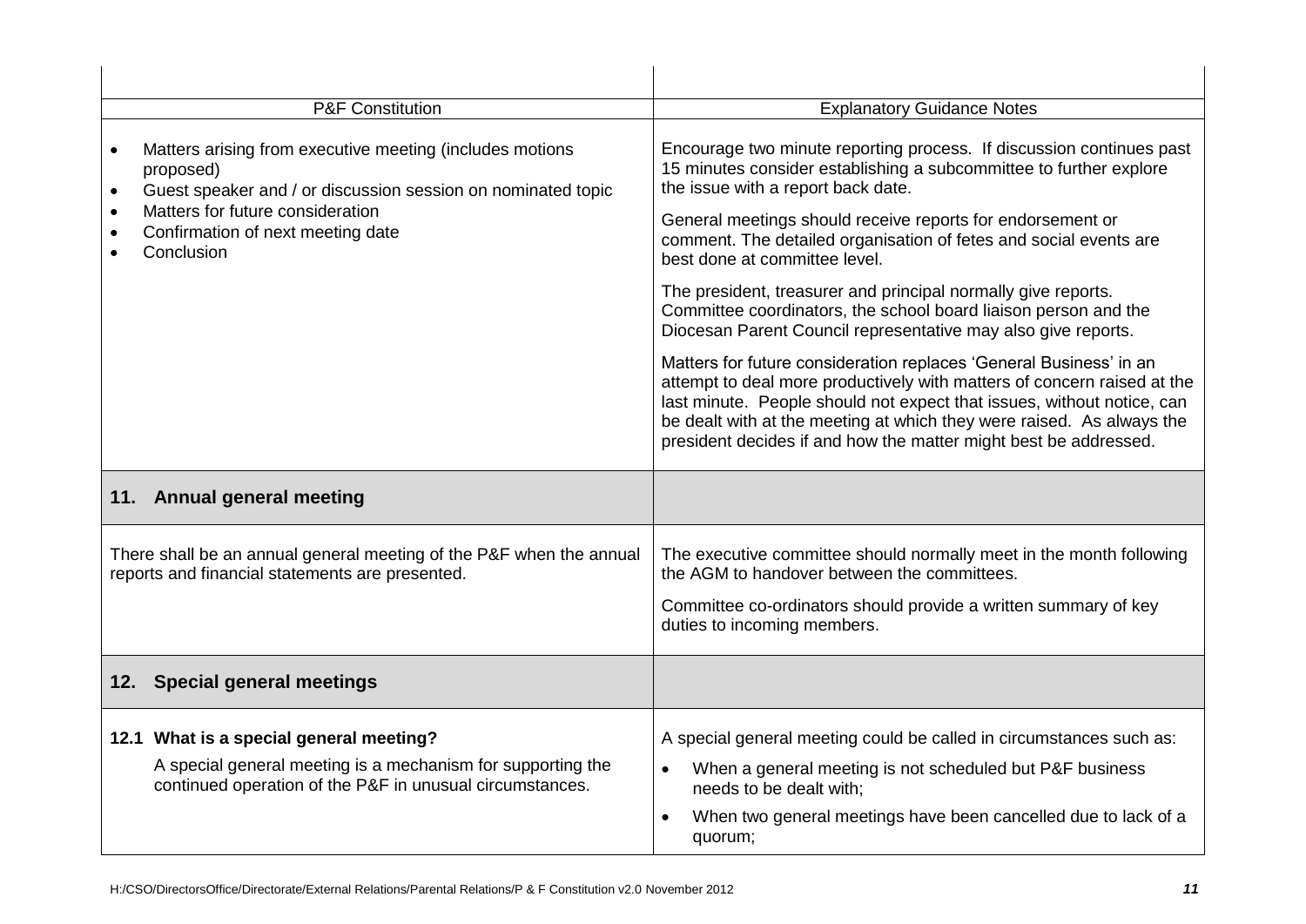| P&F Constitution | Explanatory Guidance Notes |
|---|---|
| • Matters arising from executive meeting (includes motions proposed)<br>• Guest speaker and / or discussion session on nominated topic<br>• Matters for future consideration<br>• Confirmation of next meeting date<br>• Conclusion | Encourage two minute reporting process. If discussion continues past 15 minutes consider establishing a subcommittee to further explore the issue with a report back date.<br><br>General meetings should receive reports for endorsement or comment. The detailed organisation of fetes and social events are best done at committee level.<br><br>The president, treasurer and principal normally give reports. Committee coordinators, the school board liaison person and the Diocesan Parent Council representative may also give reports.<br><br>Matters for future consideration replaces 'General Business' in an attempt to deal more productively with matters of concern raised at the last minute. People should not expect that issues, without notice, can be dealt with at the meeting at which they were raised. As always the president decides if and how the matter might best be addressed. |
| **11. Annual general meeting** | |
| There shall be an annual general meeting of the P&F when the annual reports and financial statements are presented. | The executive committee should normally meet in the month following the AGM to handover between the committees.<br><br>Committee co-ordinators should provide a written summary of key duties to incoming members. |
| **12. Special general meetings** | |
| **12.1 What is a special general meeting?**<br><br>A special general meeting is a mechanism for supporting the continued operation of the P&F in unusual circumstances. | A special general meeting could be called in circumstances such as:<br><br>• When a general meeting is not scheduled but P&F business needs to be dealt with;<br>• When two general meetings have been cancelled due to lack of a quorum; |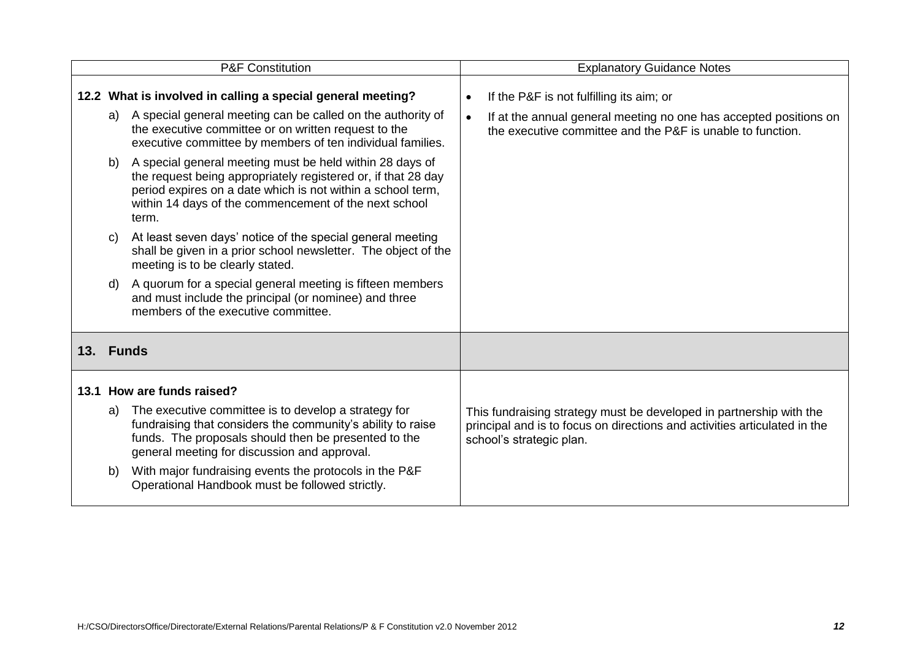| P&F Constitution | Explanatory Guidance Notes |
|---|---|
| **12.2 What is involved in calling a special general meeting?**<br><br>a) A special general meeting can be called on the authority of the executive committee or on written request to the executive committee by members of ten individual families.<br><br>b) A special general meeting must be held within 28 days of the request being appropriately registered or, if that 28 day period expires on a date which is not within a school term, within 14 days of the commencement of the next school term.<br><br>c) At least seven days' notice of the special general meeting shall be given in a prior school newsletter. The object of the meeting is to be clearly stated.<br><br>d) A quorum for a special general meeting is fifteen members and must include the principal (or nominee) and three members of the executive committee. | • If the P&F is not fulfilling its aim; or<br><br>• If at the annual general meeting no one has accepted positions on the executive committee and the P&F is unable to function. |
| **13. Funds** | |
| **13.1 How are funds raised?**<br><br>a) The executive committee is to develop a strategy for fundraising that considers the community's ability to raise funds. The proposals should then be presented to the general meeting for discussion and approval.<br><br>b) With major fundraising events the protocols in the P&F Operational Handbook must be followed strictly. | This fundraising strategy must be developed in partnership with the principal and is to focus on directions and activities articulated in the school's strategic plan. |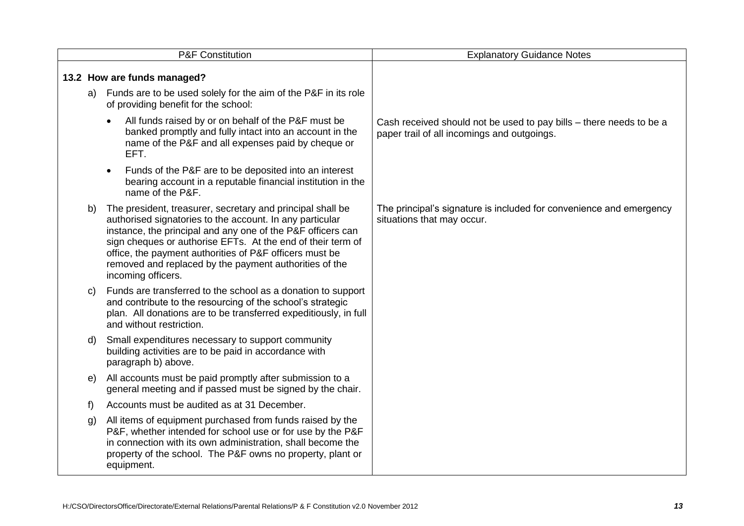| P&F Constitution | Explanatory Guidance Notes |
|---|---|
| **13.2 How are funds managed?** | |
| a) Funds are to be used solely for the aim of the P&F in its role of providing benefit for the school: | |
| • All funds raised by or on behalf of the P&F must be banked promptly and fully intact into an account in the name of the P&F and all expenses paid by cheque or EFT. | Cash received should not be used to pay bills – there needs to be a paper trail of all incomings and outgoings. |
| • Funds of the P&F are to be deposited into an interest bearing account in a reputable financial institution in the name of the P&F. | |
| b) The president, treasurer, secretary and principal shall be authorised signatories to the account. In any particular instance, the principal and any one of the P&F officers can sign cheques or authorise EFTs. At the end of their term of office, the payment authorities of P&F officers must be removed and replaced by the payment authorities of the incoming officers. | The principal's signature is included for convenience and emergency situations that may occur. |
| c) Funds are transferred to the school as a donation to support and contribute to the resourcing of the school's strategic plan. All donations are to be transferred expeditiously, in full and without restriction. | |
| d) Small expenditures necessary to support community building activities are to be paid in accordance with paragraph b) above. | |
| e) All accounts must be paid promptly after submission to a general meeting and if passed must be signed by the chair. | |
| f) Accounts must be audited as at 31 December. | |
| g) All items of equipment purchased from funds raised by the P&F, whether intended for school use or for use by the P&F in connection with its own administration, shall become the property of the school. The P&F owns no property, plant or equipment. | |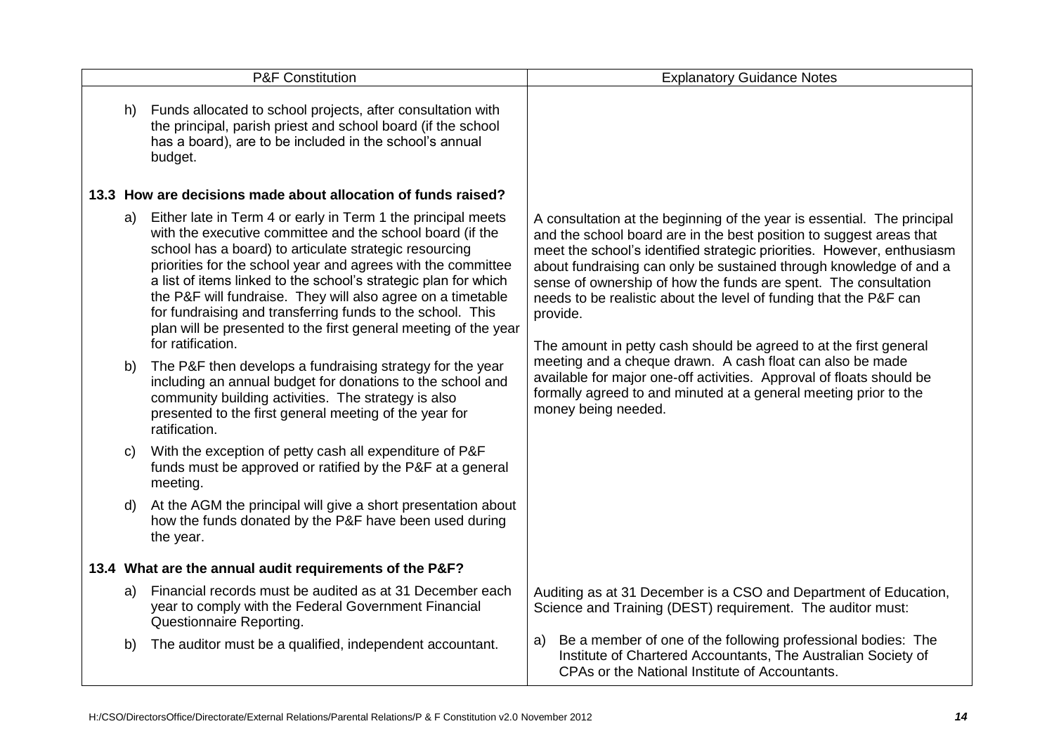| P&F Constitution | Explanatory Guidance Notes |
|---|---|
| h) Funds allocated to school projects, after consultation with the principal, parish priest and school board (if the school has a board), are to be included in the school's annual budget. | |
| **13.3 How are decisions made about allocation of funds raised?** | |
| a) Either late in Term 4 or early in Term 1 the principal meets with the executive committee and the school board (if the school has a board) to articulate strategic resourcing priorities for the school year and agrees with the committee a list of items linked to the school's strategic plan for which the P&F will fundraise. They will also agree on a timetable for fundraising and transferring funds to the school. This plan will be presented to the first general meeting of the year for ratification.<br><br>b) The P&F then develops a fundraising strategy for the year including an annual budget for donations to the school and community building activities. The strategy is also presented to the first general meeting of the year for ratification.<br><br>c) With the exception of petty cash all expenditure of P&F funds must be approved or ratified by the P&F at a general meeting.<br><br>d) At the AGM the principal will give a short presentation about how the funds donated by the P&F have been used during the year. | A consultation at the beginning of the year is essential. The principal and the school board are in the best position to suggest areas that meet the school's identified strategic priorities. However, enthusiasm about fundraising can only be sustained through knowledge of and a sense of ownership of how the funds are spent. The consultation needs to be realistic about the level of funding that the P&F can provide.<br><br>The amount in petty cash should be agreed to at the first general meeting and a cheque drawn. A cash float can also be made available for major one-off activities. Approval of floats should be formally agreed to and minuted at a general meeting prior to the money being needed. |
| **13.4 What are the annual audit requirements of the P&F?** | |
| a) Financial records must be audited as at 31 December each year to comply with the Federal Government Financial Questionnaire Reporting.<br><br>b) The auditor must be a qualified, independent accountant. | Auditing as at 31 December is a CSO and Department of Education, Science and Training (DEST) requirement. The auditor must:<br><br>a) Be a member of one of the following professional bodies: The Institute of Chartered Accountants, The Australian Society of CPAs or the National Institute of Accountants. |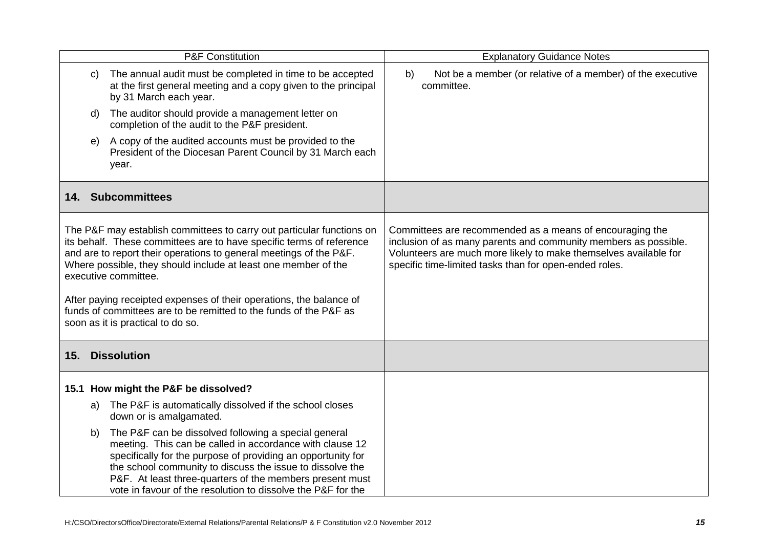| P&F Constitution | Explanatory Guidance Notes |
|---|---|
| c) The annual audit must be completed in time to be accepted at the first general meeting and a copy given to the principal by 31 March each year.<br><br>d) The auditor should provide a management letter on completion of the audit to the P&F president.<br><br>e) A copy of the audited accounts must be provided to the President of the Diocesan Parent Council by 31 March each year. | b) Not be a member (or relative of a member) of the executive committee. |
| **14. Subcommittees** | |
| The P&F may establish committees to carry out particular functions on its behalf. These committees are to have specific terms of reference and are to report their operations to general meetings of the P&F. Where possible, they should include at least one member of the executive committee.<br><br>After paying receipted expenses of their operations, the balance of funds of committees are to be remitted to the funds of the P&F as soon as it is practical to do so. | Committees are recommended as a means of encouraging the inclusion of as many parents and community members as possible. Volunteers are much more likely to make themselves available for specific time-limited tasks than for open-ended roles. |
| **15. Dissolution** | |
| **15.1 How might the P&F be dissolved?**<br><br>a) The P&F is automatically dissolved if the school closes down or is amalgamated.<br><br>b) The P&F can be dissolved following a special general meeting. This can be called in accordance with clause 12 specifically for the purpose of providing an opportunity for the school community to discuss the issue to dissolve the P&F. At least three-quarters of the members present must vote in favour of the resolution to dissolve the P&F for the | |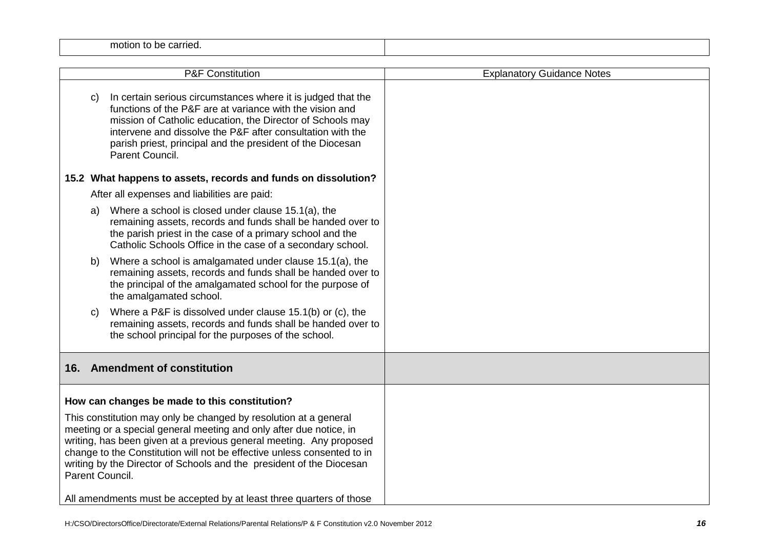| | |
|---|---|
| motion to be carried. | |

| P&F Constitution | Explanatory Guidance Notes |
|---|---|
| c) In certain serious circumstances where it is judged that the functions of the P&F are at variance with the vision and mission of Catholic education, the Director of Schools may intervene and dissolve the P&F after consultation with the parish priest, principal and the president of the Diocesan Parent Council.<br><br>**15.2 What happens to assets, records and funds on dissolution?**<br><br>After all expenses and liabilities are paid:<br><br>a) Where a school is closed under clause 15.1(a), the remaining assets, records and funds shall be handed over to the parish priest in the case of a primary school and the Catholic Schools Office in the case of a secondary school.<br><br>b) Where a school is amalgamated under clause 15.1(a), the remaining assets, records and funds shall be handed over to the principal of the amalgamated school for the purpose of the amalgamated school.<br><br>c) Where a P&F is dissolved under clause 15.1(b) or (c), the remaining assets, records and funds shall be handed over to the school principal for the purposes of the school. | |
| **16. Amendment of constitution** | |
| **How can changes be made to this constitution?**<br><br>This constitution may only be changed by resolution at a general meeting or a special general meeting and only after due notice, in writing, has been given at a previous general meeting. Any proposed change to the Constitution will not be effective unless consented to in writing by the Director of Schools and the president of the Diocesan Parent Council.<br><br>All amendments must be accepted by at least three quarters of those | |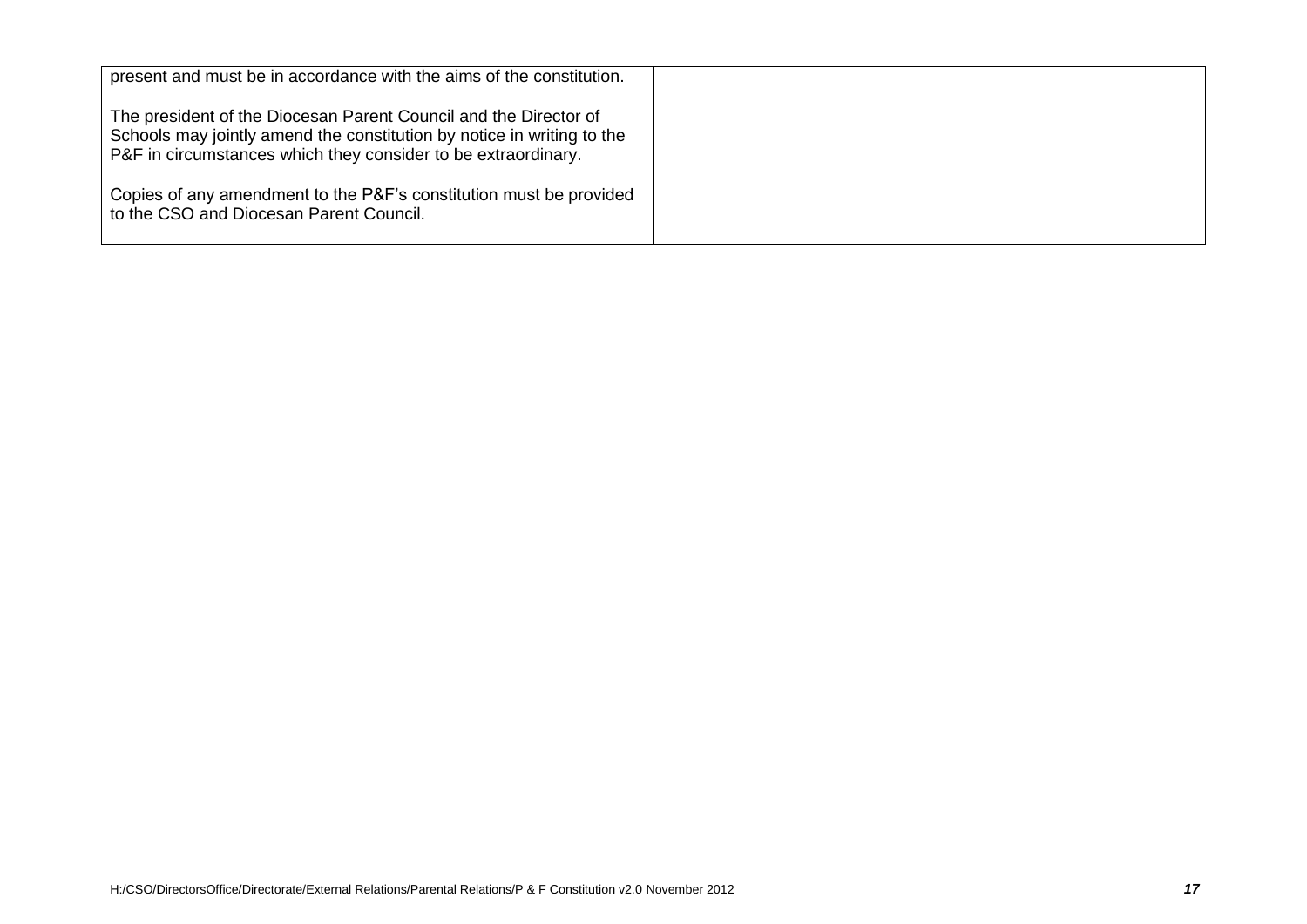| | |
|---|---|
| present and must be in accordance with the aims of the constitution.<br><br>The president of the Diocesan Parent Council and the Director of Schools may jointly amend the constitution by notice in writing to the P&F in circumstances which they consider to be extraordinary.<br><br>Copies of any amendment to the P&F's constitution must be provided to the CSO and Diocesan Parent Council. | |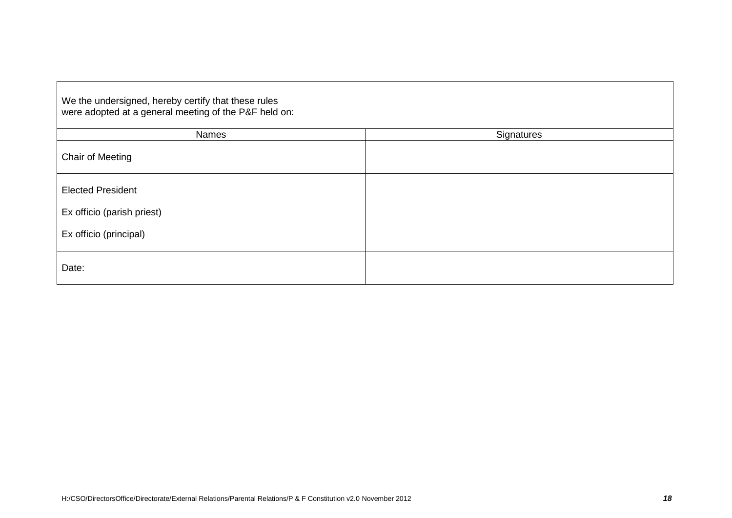| We the undersigned, hereby certify that these rules were adopted at a general meeting of the P&F held on: | |
|---|---|
| Names | Signatures |
| Chair of Meeting | |
| Elected President<br><br>Ex officio (parish priest)<br><br>Ex officio (principal) | |
| Date: | |